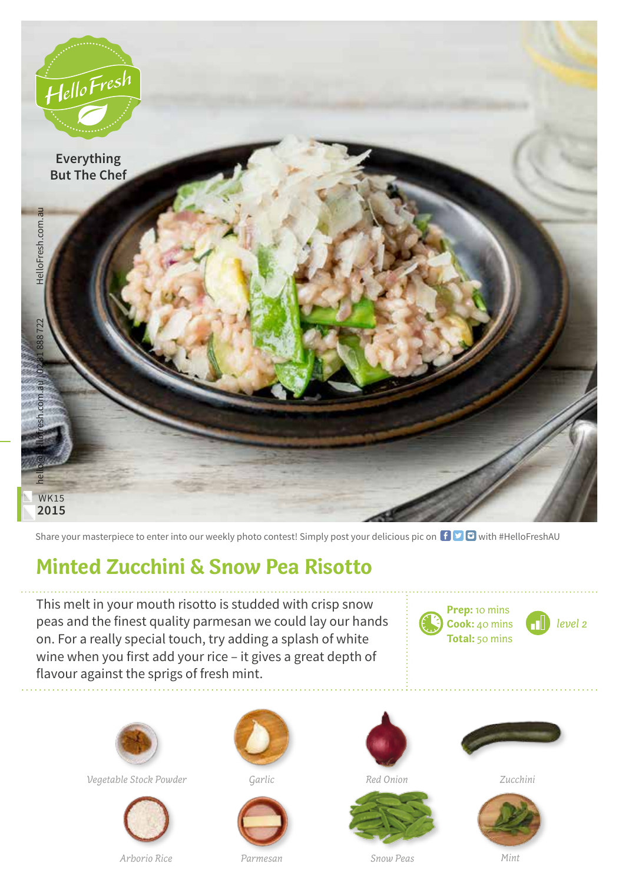HelloFresh

Everything But The Chef

HelloFresh.com.au

hello@hellofresh.com.au | 02 8188 8722

WK15
2015

Share your masterpiece to enter into our weekly photo contest! Simply post your delicious pic on with #HelloFreshAU

# Minted Zucchini & Snow Pea Risotto

This melt in your mouth risotto is studded with crisp snow peas and the finest quality parmesan we could lay our hands on. For a really special touch, try adding a splash of white wine when you first add your rice – it gives a great depth of flavour against the sprigs of fresh mint.

**Prep:** 10 mins
**Cook:** 40 mins
**Total:** 50 mins

*level 2*

*Vegetable Stock Powder*

*Garlic*

*Red Onion*

*Zucchini*

*Arborio Rice*

*Parmesan*

*Snow Peas*

*Mint*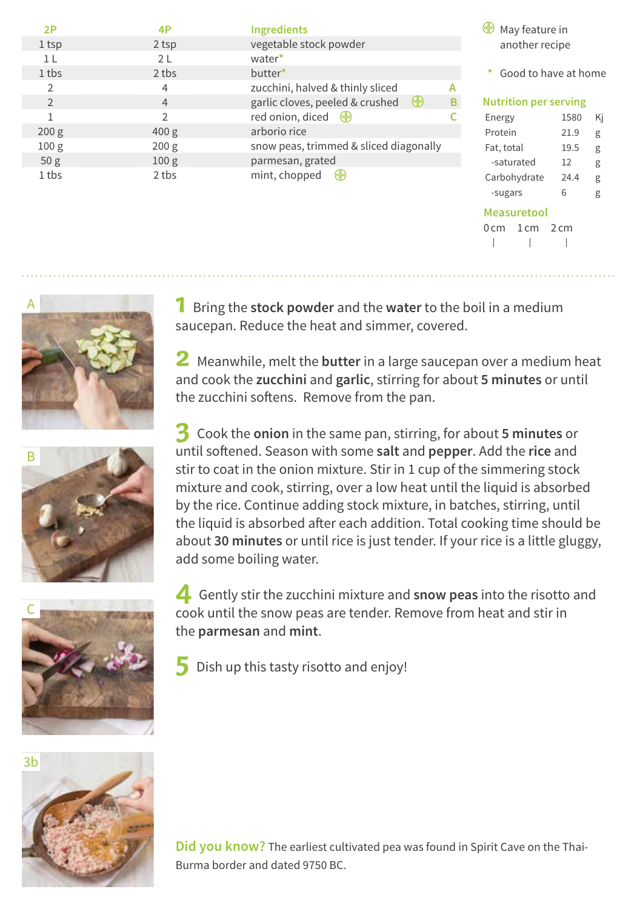| 2P | 4P | Ingredients | |
|---|---|---|---|
| 1 tsp | 2 tsp | vegetable stock powder | |
| 1 L | 2 L | water* | |
| 1 tbs | 2 tbs | butter* | |
| 2 | 4 | zucchini, halved & thinly sliced | A |
| 2 | 4 | garlic cloves, peeled & crushed ⊕ | B |
| 1 | 2 | red onion, diced ⊕ | C |
| 200 g | 400 g | arborio rice | |
| 100 g | 200 g | snow peas, trimmed & sliced diagonally | |
| 50 g | 100 g | parmesan, grated | |
| 1 tbs | 2 tbs | mint, chopped ⊕ | |

⊕ May feature in another recipe

\* Good to have at home

## Nutrition per serving

| | | |
|---|---|---|
| Energy | 1580 | Kj |
| Protein | 21.9 | g |
| Fat, total | 19.5 | g |
| -saturated | 12 | g |
| Carbohydrate | 24.4 | g |
| -sugars | 6 | g |

## Measuretool

0 cm 1 cm 2 cm

A

B

C

3b

**1** Bring the **stock powder** and the **water** to the boil in a medium saucepan. Reduce the heat and simmer, covered.

**2** Meanwhile, melt the **butter** in a large saucepan over a medium heat and cook the **zucchini** and **garlic**, stirring for about **5 minutes** or until the zucchini softens. Remove from the pan.

**3** Cook the **onion** in the same pan, stirring, for about **5 minutes** or until softened. Season with some **salt** and **pepper**. Add the **rice** and stir to coat in the onion mixture. Stir in 1 cup of the simmering stock mixture and cook, stirring, over a low heat until the liquid is absorbed by the rice. Continue adding stock mixture, in batches, stirring, until the liquid is absorbed after each addition. Total cooking time should be about **30 minutes** or until rice is just tender. If your rice is a little gluggy, add some boiling water.

**4** Gently stir the zucchini mixture and **snow peas** into the risotto and cook until the snow peas are tender. Remove from heat and stir in the **parmesan** and **mint**.

**5** Dish up this tasty risotto and enjoy!

**Did you know?** The earliest cultivated pea was found in Spirit Cave on the Thai-Burma border and dated 9750 BC.